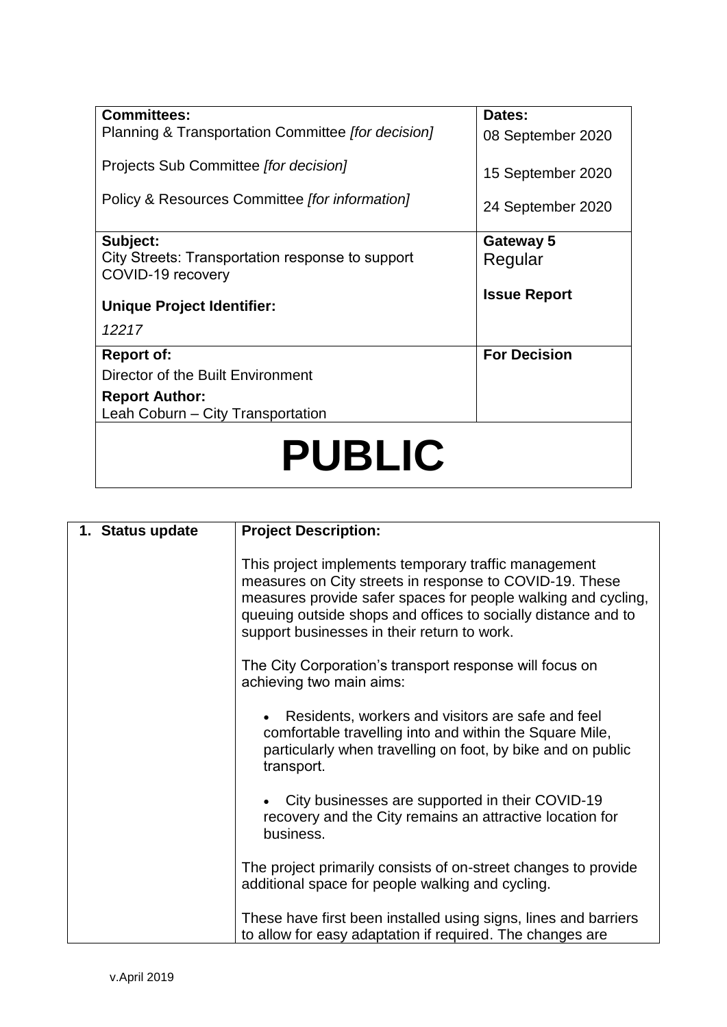| Committees: | Dates: |
|---|---|
| Planning & Transportation Committee *[for decision]* | 08 September 2020 |
| Projects Sub Committee *[for decision]* | 15 September 2020 |
| Policy & Resources Committee *[for information]* | 24 September 2020 |
| **Subject:** City Streets: Transportation response to support COVID-19 recovery<br>**Unique Project Identifier:**<br>*12217* | **Gateway 5** Regular<br>**Issue Report** |
| **Report of:** Director of the Built Environment<br>**Report Author:** Leah Coburn – City Transportation | **For Decision** |

# PUBLIC

| 1. Status update | **Project Description:**<br><br>This project implements temporary traffic management measures on City streets in response to COVID-19. These measures provide safer spaces for people walking and cycling, queuing outside shops and offices to socially distance and to support businesses in their return to work.<br><br>The City Corporation's transport response will focus on achieving two main aims:<br><br>• Residents, workers and visitors are safe and feel comfortable travelling into and within the Square Mile, particularly when travelling on foot, by bike and on public transport.<br><br>• City businesses are supported in their COVID-19 recovery and the City remains an attractive location for business.<br><br>The project primarily consists of on-street changes to provide additional space for people walking and cycling.<br><br>These have first been installed using signs, lines and barriers to allow for easy adaptation if required. The changes are |
|---|---|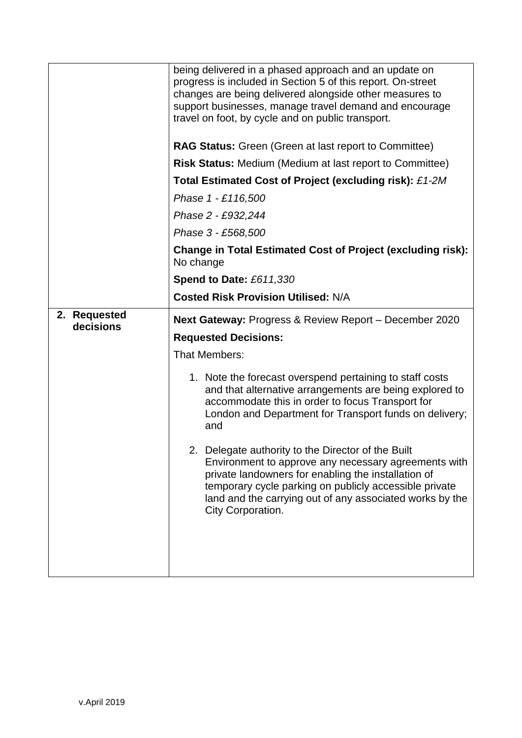| | |
|---|---|
| | being delivered in a phased approach and an update on progress is included in Section 5 of this report. On-street changes are being delivered alongside other measures to support businesses, manage travel demand and encourage travel on foot, by cycle and on public transport.<br><br>**RAG Status:** Green (Green at last report to Committee)<br><br>**Risk Status:** Medium (Medium at last report to Committee)<br><br>**Total Estimated Cost of Project (excluding risk):** *£1-2M*<br><br>*Phase 1 - £116,500*<br><br>*Phase 2 - £932,244*<br><br>*Phase 3 - £568,500*<br><br>**Change in Total Estimated Cost of Project (excluding risk):** No change<br><br>**Spend to Date:** *£611,330*<br><br>**Costed Risk Provision Utilised:** N/A |
| **2. Requested decisions** | **Next Gateway:** Progress & Review Report – December 2020<br><br>**Requested Decisions:**<br><br>That Members:<br><br>1. Note the forecast overspend pertaining to staff costs and that alternative arrangements are being explored to accommodate this in order to focus Transport for London and Department for Transport funds on delivery; and<br><br>2. Delegate authority to the Director of the Built Environment to approve any necessary agreements with private landowners for enabling the installation of temporary cycle parking on publicly accessible private land and the carrying out of any associated works by the City Corporation. |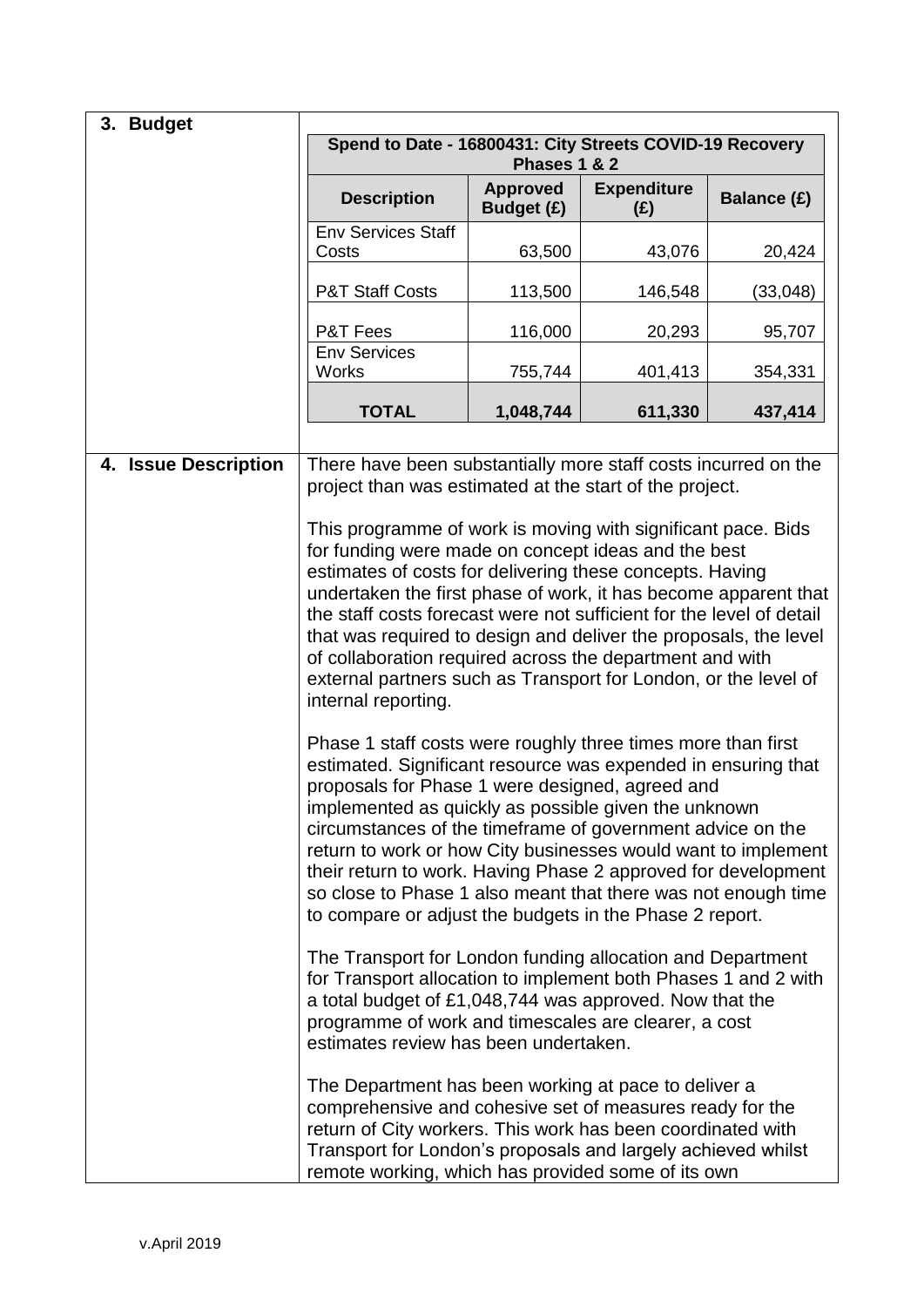## 3. Budget

**Spend to Date - 16800431: City Streets COVID-19 Recovery Phases 1 & 2**

| Description | Approved Budget (£) | Expenditure (£) | Balance (£) |
|---|---|---|---|
| Env Services Staff Costs | 63,500 | 43,076 | 20,424 |
| P&T Staff Costs | 113,500 | 146,548 | (33,048) |
| P&T Fees | 116,000 | 20,293 | 95,707 |
| Env Services Works | 755,744 | 401,413 | 354,331 |
| **TOTAL** | **1,048,744** | **611,330** | **437,414** |

## 4. Issue Description

There have been substantially more staff costs incurred on the project than was estimated at the start of the project.

This programme of work is moving with significant pace. Bids for funding were made on concept ideas and the best estimates of costs for delivering these concepts. Having undertaken the first phase of work, it has become apparent that the staff costs forecast were not sufficient for the level of detail that was required to design and deliver the proposals, the level of collaboration required across the department and with external partners such as Transport for London, or the level of internal reporting.

Phase 1 staff costs were roughly three times more than first estimated. Significant resource was expended in ensuring that proposals for Phase 1 were designed, agreed and implemented as quickly as possible given the unknown circumstances of the timeframe of government advice on the return to work or how City businesses would want to implement their return to work. Having Phase 2 approved for development so close to Phase 1 also meant that there was not enough time to compare or adjust the budgets in the Phase 2 report.

The Transport for London funding allocation and Department for Transport allocation to implement both Phases 1 and 2 with a total budget of £1,048,744 was approved. Now that the programme of work and timescales are clearer, a cost estimates review has been undertaken.

The Department has been working at pace to deliver a comprehensive and cohesive set of measures ready for the return of City workers. This work has been coordinated with Transport for London's proposals and largely achieved whilst remote working, which has provided some of its own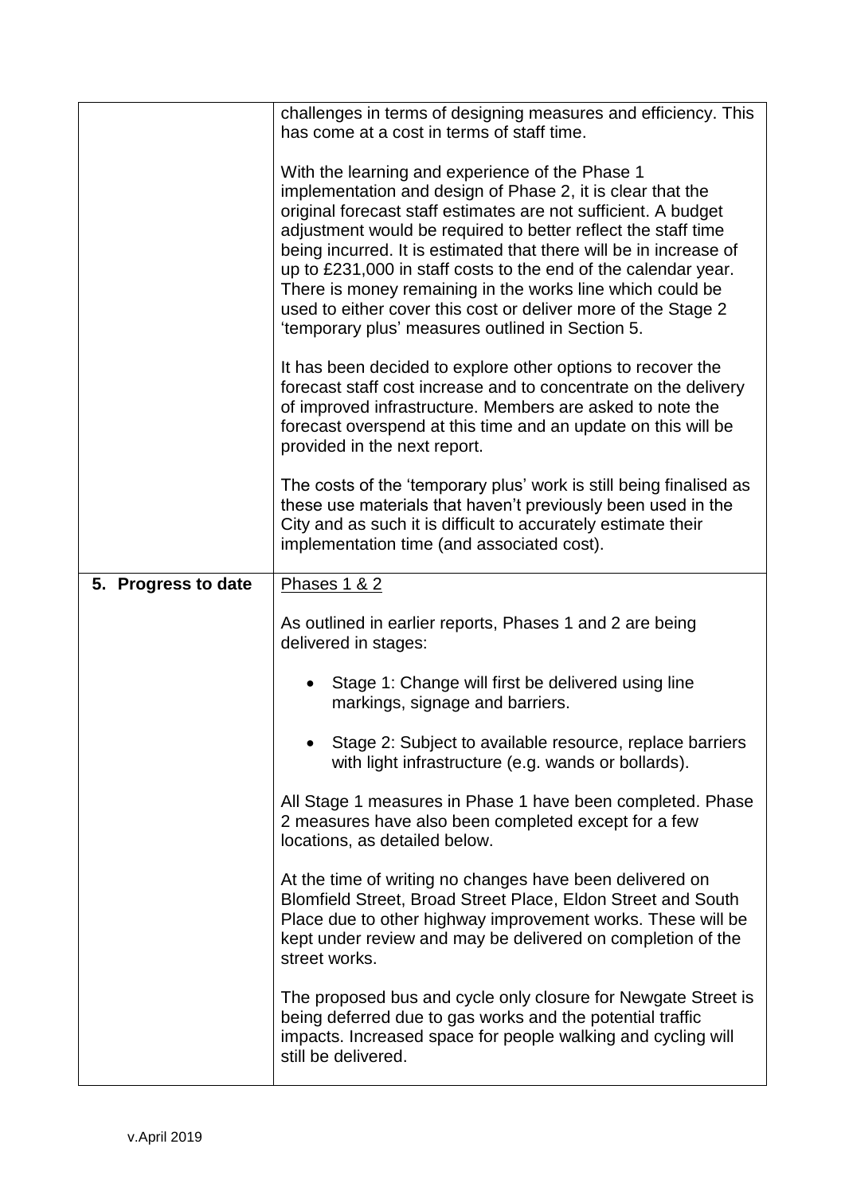| | |
|---|---|
| | challenges in terms of designing measures and efficiency. This has come at a cost in terms of staff time.<br><br>With the learning and experience of the Phase 1 implementation and design of Phase 2, it is clear that the original forecast staff estimates are not sufficient. A budget adjustment would be required to better reflect the staff time being incurred. It is estimated that there will be in increase of up to £231,000 in staff costs to the end of the calendar year. There is money remaining in the works line which could be used to either cover this cost or deliver more of the Stage 2 'temporary plus' measures outlined in Section 5.<br><br>It has been decided to explore other options to recover the forecast staff cost increase and to concentrate on the delivery of improved infrastructure. Members are asked to note the forecast overspend at this time and an update on this will be provided in the next report.<br><br>The costs of the 'temporary plus' work is still being finalised as these use materials that haven't previously been used in the City and as such it is difficult to accurately estimate their implementation time (and associated cost). |
| **5. Progress to date** | <u>Phases 1 & 2</u><br><br>As outlined in earlier reports, Phases 1 and 2 are being delivered in stages:<br><br>• Stage 1: Change will first be delivered using line markings, signage and barriers.<br><br>• Stage 2: Subject to available resource, replace barriers with light infrastructure (e.g. wands or bollards).<br><br>All Stage 1 measures in Phase 1 have been completed. Phase 2 measures have also been completed except for a few locations, as detailed below.<br><br>At the time of writing no changes have been delivered on Blomfield Street, Broad Street Place, Eldon Street and South Place due to other highway improvement works. These will be kept under review and may be delivered on completion of the street works.<br><br>The proposed bus and cycle only closure for Newgate Street is being deferred due to gas works and the potential traffic impacts. Increased space for people walking and cycling will still be delivered. |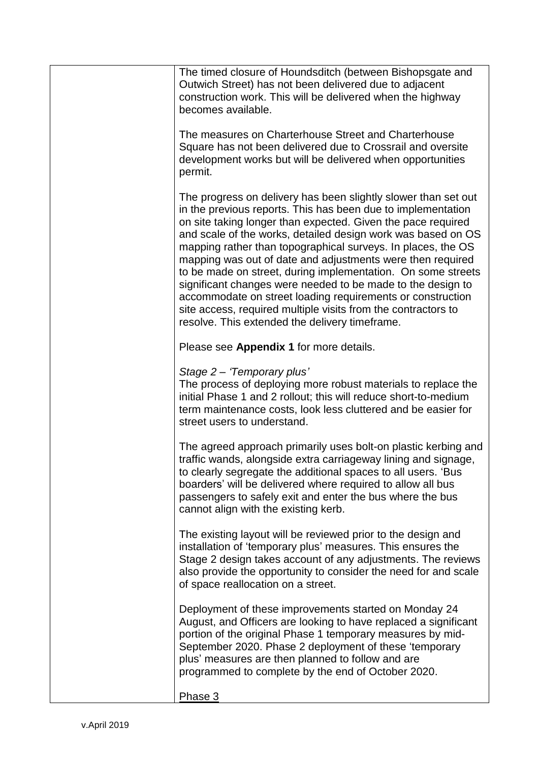The timed closure of Houndsditch (between Bishopsgate and Outwich Street) has not been delivered due to adjacent construction work. This will be delivered when the highway becomes available.

The measures on Charterhouse Street and Charterhouse Square has not been delivered due to Crossrail and oversite development works but will be delivered when opportunities permit.

The progress on delivery has been slightly slower than set out in the previous reports. This has been due to implementation on site taking longer than expected. Given the pace required and scale of the works, detailed design work was based on OS mapping rather than topographical surveys. In places, the OS mapping was out of date and adjustments were then required to be made on street, during implementation. On some streets significant changes were needed to be made to the design to accommodate on street loading requirements or construction site access, required multiple visits from the contractors to resolve. This extended the delivery timeframe.

Please see **Appendix 1** for more details.

*Stage 2 – 'Temporary plus'*
The process of deploying more robust materials to replace the initial Phase 1 and 2 rollout; this will reduce short-to-medium term maintenance costs, look less cluttered and be easier for street users to understand.

The agreed approach primarily uses bolt-on plastic kerbing and traffic wands, alongside extra carriageway lining and signage, to clearly segregate the additional spaces to all users. 'Bus boarders' will be delivered where required to allow all bus passengers to safely exit and enter the bus where the bus cannot align with the existing kerb.

The existing layout will be reviewed prior to the design and installation of 'temporary plus' measures. This ensures the Stage 2 design takes account of any adjustments. The reviews also provide the opportunity to consider the need for and scale of space reallocation on a street.

Deployment of these improvements started on Monday 24 August, and Officers are looking to have replaced a significant portion of the original Phase 1 temporary measures by mid-September 2020. Phase 2 deployment of these 'temporary plus' measures are then planned to follow and are programmed to complete by the end of October 2020.

Phase 3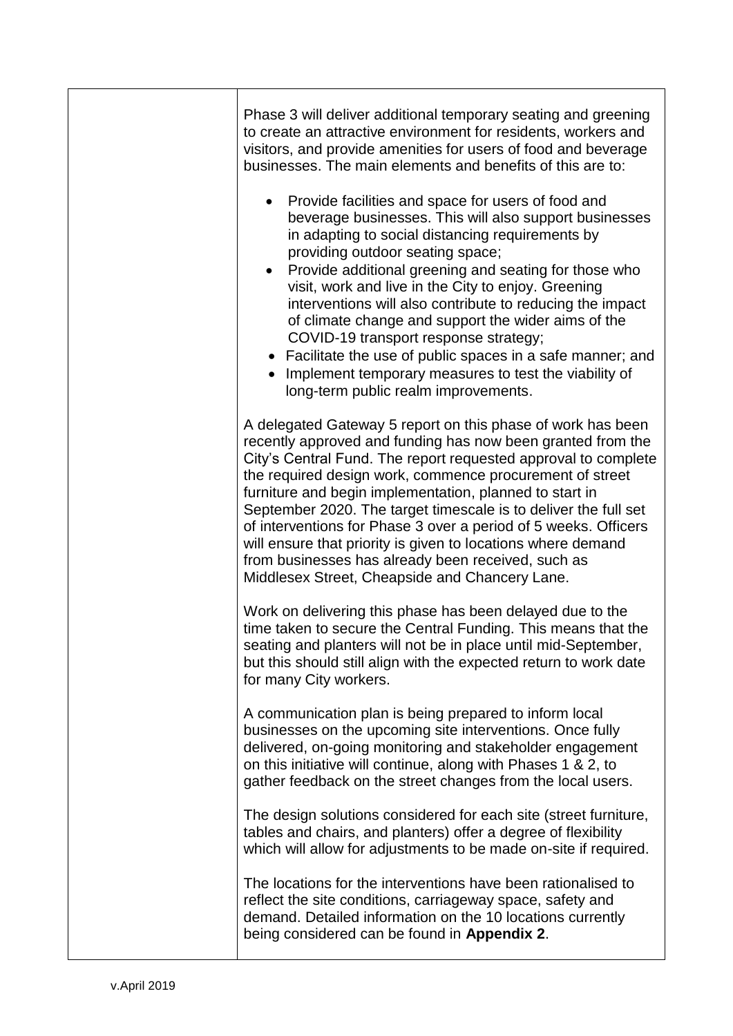| | Phase 3 will deliver additional temporary seating and greening to create an attractive environment for residents, workers and visitors, and provide amenities for users of food and beverage businesses. The main elements and benefits of this are to:<br><br>• Provide facilities and space for users of food and beverage businesses. This will also support businesses in adapting to social distancing requirements by providing outdoor seating space;<br>• Provide additional greening and seating for those who visit, work and live in the City to enjoy. Greening interventions will also contribute to reducing the impact of climate change and support the wider aims of the COVID-19 transport response strategy;<br>• Facilitate the use of public spaces in a safe manner; and<br>• Implement temporary measures to test the viability of long-term public realm improvements.<br><br>A delegated Gateway 5 report on this phase of work has been recently approved and funding has now been granted from the City's Central Fund. The report requested approval to complete the required design work, commence procurement of street furniture and begin implementation, planned to start in September 2020. The target timescale is to deliver the full set of interventions for Phase 3 over a period of 5 weeks. Officers will ensure that priority is given to locations where demand from businesses has already been received, such as Middlesex Street, Cheapside and Chancery Lane.<br><br>Work on delivering this phase has been delayed due to the time taken to secure the Central Funding. This means that the seating and planters will not be in place until mid-September, but this should still align with the expected return to work date for many City workers.<br><br>A communication plan is being prepared to inform local businesses on the upcoming site interventions. Once fully delivered, on-going monitoring and stakeholder engagement on this initiative will continue, along with Phases 1 & 2, to gather feedback on the street changes from the local users.<br><br>The design solutions considered for each site (street furniture, tables and chairs, and planters) offer a degree of flexibility which will allow for adjustments to be made on-site if required.<br><br>The locations for the interventions have been rationalised to reflect the site conditions, carriageway space, safety and demand. Detailed information on the 10 locations currently being considered can be found in **Appendix 2**. |
|---|---|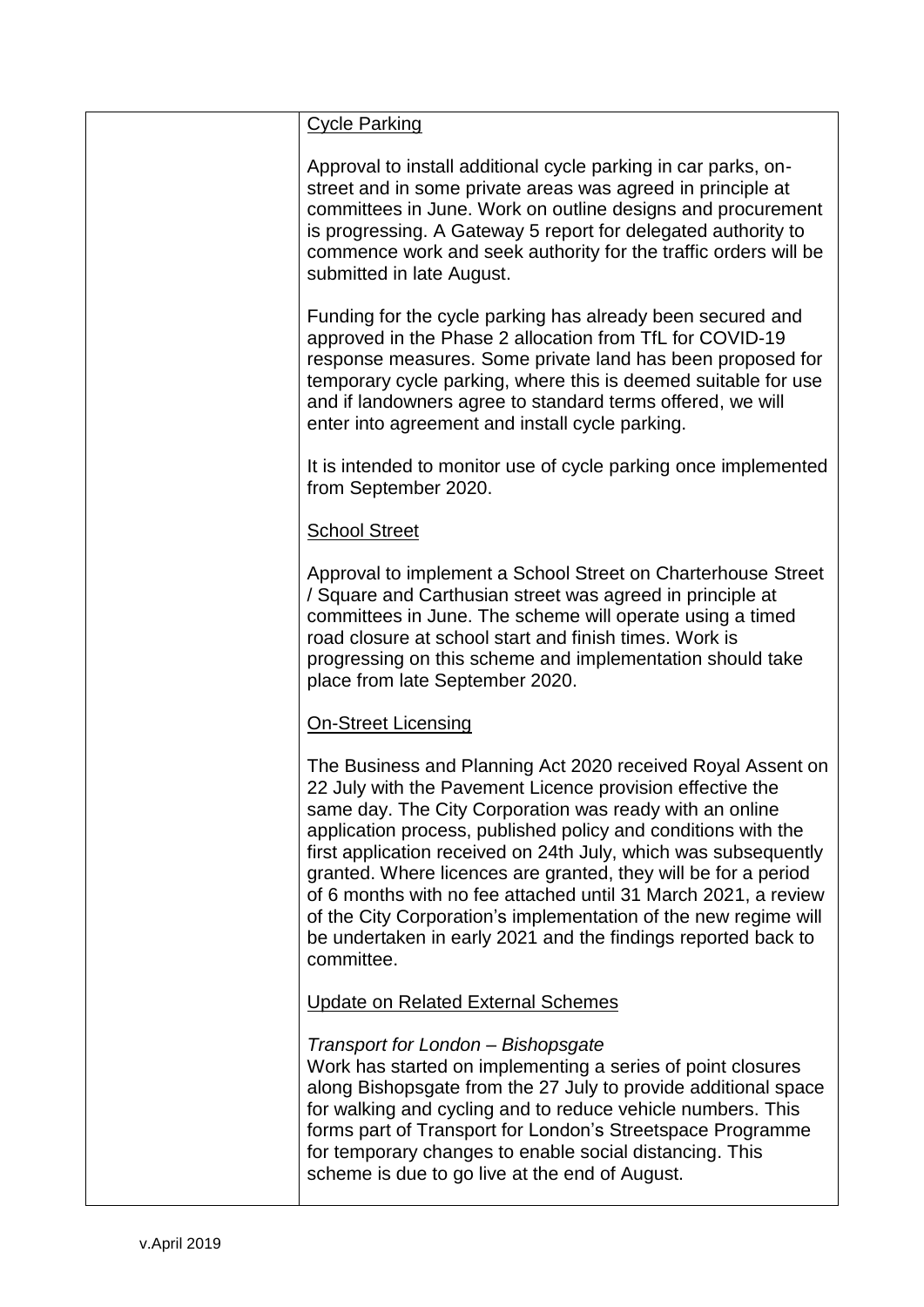<u>Cycle Parking</u>

Approval to install additional cycle parking in car parks, on-street and in some private areas was agreed in principle at committees in June. Work on outline designs and procurement is progressing. A Gateway 5 report for delegated authority to commence work and seek authority for the traffic orders will be submitted in late August.

Funding for the cycle parking has already been secured and approved in the Phase 2 allocation from TfL for COVID-19 response measures. Some private land has been proposed for temporary cycle parking, where this is deemed suitable for use and if landowners agree to standard terms offered, we will enter into agreement and install cycle parking.

It is intended to monitor use of cycle parking once implemented from September 2020.

<u>School Street</u>

Approval to implement a School Street on Charterhouse Street / Square and Carthusian street was agreed in principle at committees in June. The scheme will operate using a timed road closure at school start and finish times. Work is progressing on this scheme and implementation should take place from late September 2020.

<u>On-Street Licensing</u>

The Business and Planning Act 2020 received Royal Assent on 22 July with the Pavement Licence provision effective the same day. The City Corporation was ready with an online application process, published policy and conditions with the first application received on 24th July, which was subsequently granted. Where licences are granted, they will be for a period of 6 months with no fee attached until 31 March 2021, a review of the City Corporation's implementation of the new regime will be undertaken in early 2021 and the findings reported back to committee.

<u>Update on Related External Schemes</u>

*Transport for London – Bishopsgate*
Work has started on implementing a series of point closures along Bishopsgate from the 27 July to provide additional space for walking and cycling and to reduce vehicle numbers. This forms part of Transport for London's Streetspace Programme for temporary changes to enable social distancing. This scheme is due to go live at the end of August.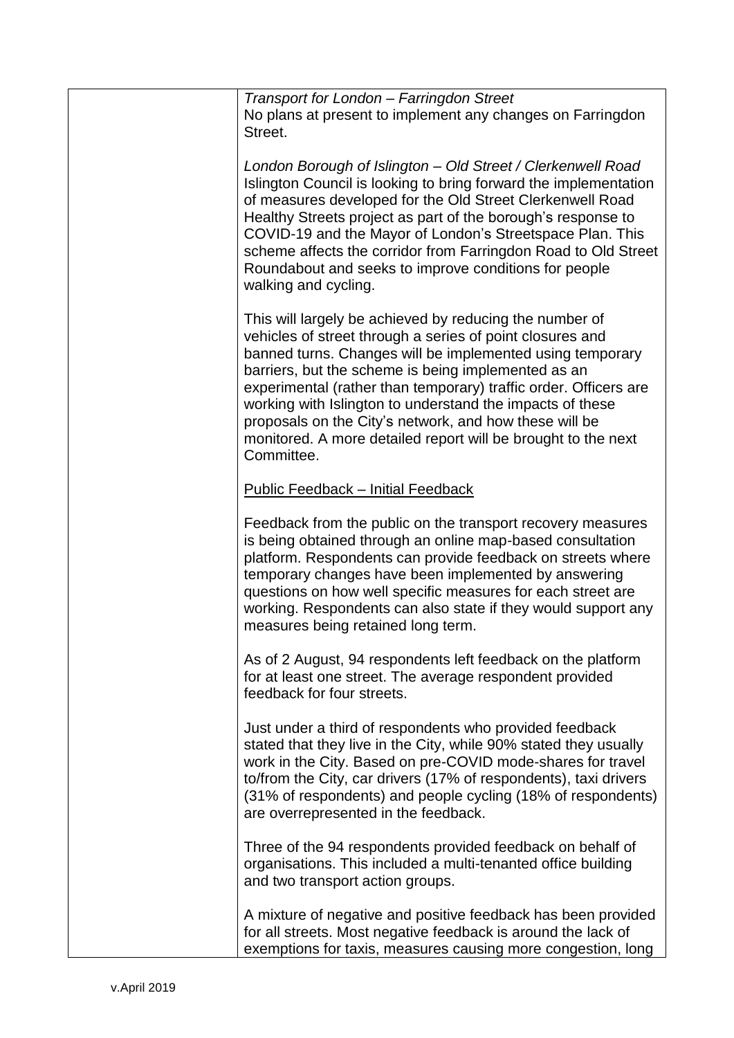*Transport for London – Farringdon Street*
No plans at present to implement any changes on Farringdon Street.

*London Borough of Islington – Old Street / Clerkenwell Road*
Islington Council is looking to bring forward the implementation of measures developed for the Old Street Clerkenwell Road Healthy Streets project as part of the borough's response to COVID-19 and the Mayor of London's Streetspace Plan. This scheme affects the corridor from Farringdon Road to Old Street Roundabout and seeks to improve conditions for people walking and cycling.

This will largely be achieved by reducing the number of vehicles of street through a series of point closures and banned turns. Changes will be implemented using temporary barriers, but the scheme is being implemented as an experimental (rather than temporary) traffic order. Officers are working with Islington to understand the impacts of these proposals on the City's network, and how these will be monitored. A more detailed report will be brought to the next Committee.

<u>Public Feedback – Initial Feedback</u>

Feedback from the public on the transport recovery measures is being obtained through an online map-based consultation platform. Respondents can provide feedback on streets where temporary changes have been implemented by answering questions on how well specific measures for each street are working. Respondents can also state if they would support any measures being retained long term.

As of 2 August, 94 respondents left feedback on the platform for at least one street. The average respondent provided feedback for four streets.

Just under a third of respondents who provided feedback stated that they live in the City, while 90% stated they usually work in the City. Based on pre-COVID mode-shares for travel to/from the City, car drivers (17% of respondents), taxi drivers (31% of respondents) and people cycling (18% of respondents) are overrepresented in the feedback.

Three of the 94 respondents provided feedback on behalf of organisations. This included a multi-tenanted office building and two transport action groups.

A mixture of negative and positive feedback has been provided for all streets. Most negative feedback is around the lack of exemptions for taxis, measures causing more congestion, long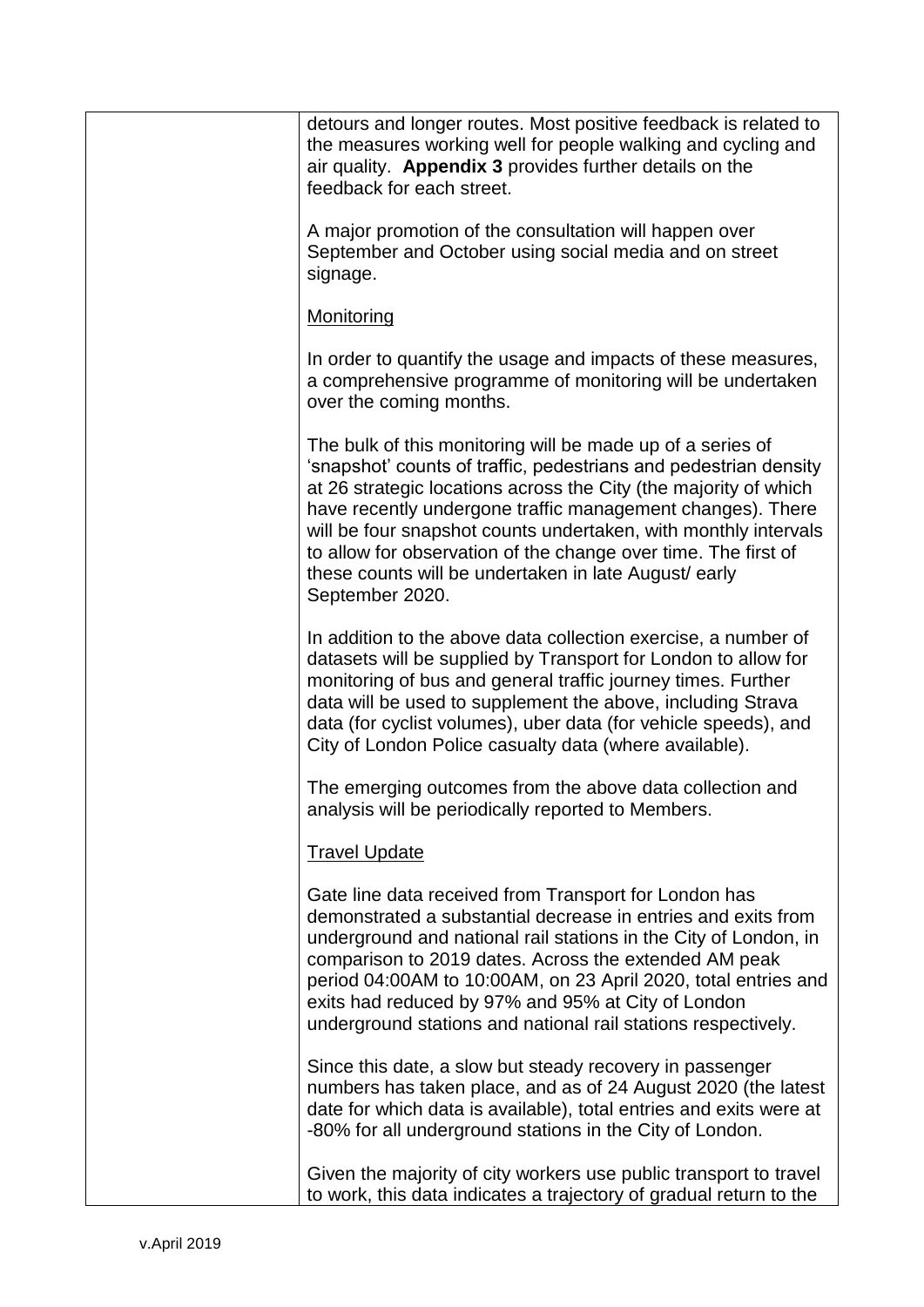detours and longer routes. Most positive feedback is related to the measures working well for people walking and cycling and air quality. **Appendix 3** provides further details on the feedback for each street.

A major promotion of the consultation will happen over September and October using social media and on street signage.

Monitoring

In order to quantify the usage and impacts of these measures, a comprehensive programme of monitoring will be undertaken over the coming months.

The bulk of this monitoring will be made up of a series of 'snapshot' counts of traffic, pedestrians and pedestrian density at 26 strategic locations across the City (the majority of which have recently undergone traffic management changes). There will be four snapshot counts undertaken, with monthly intervals to allow for observation of the change over time. The first of these counts will be undertaken in late August/ early September 2020.

In addition to the above data collection exercise, a number of datasets will be supplied by Transport for London to allow for monitoring of bus and general traffic journey times. Further data will be used to supplement the above, including Strava data (for cyclist volumes), uber data (for vehicle speeds), and City of London Police casualty data (where available).

The emerging outcomes from the above data collection and analysis will be periodically reported to Members.

Travel Update

Gate line data received from Transport for London has demonstrated a substantial decrease in entries and exits from underground and national rail stations in the City of London, in comparison to 2019 dates. Across the extended AM peak period 04:00AM to 10:00AM, on 23 April 2020, total entries and exits had reduced by 97% and 95% at City of London underground stations and national rail stations respectively.

Since this date, a slow but steady recovery in passenger numbers has taken place, and as of 24 August 2020 (the latest date for which data is available), total entries and exits were at -80% for all underground stations in the City of London.

Given the majority of city workers use public transport to travel to work, this data indicates a trajectory of gradual return to the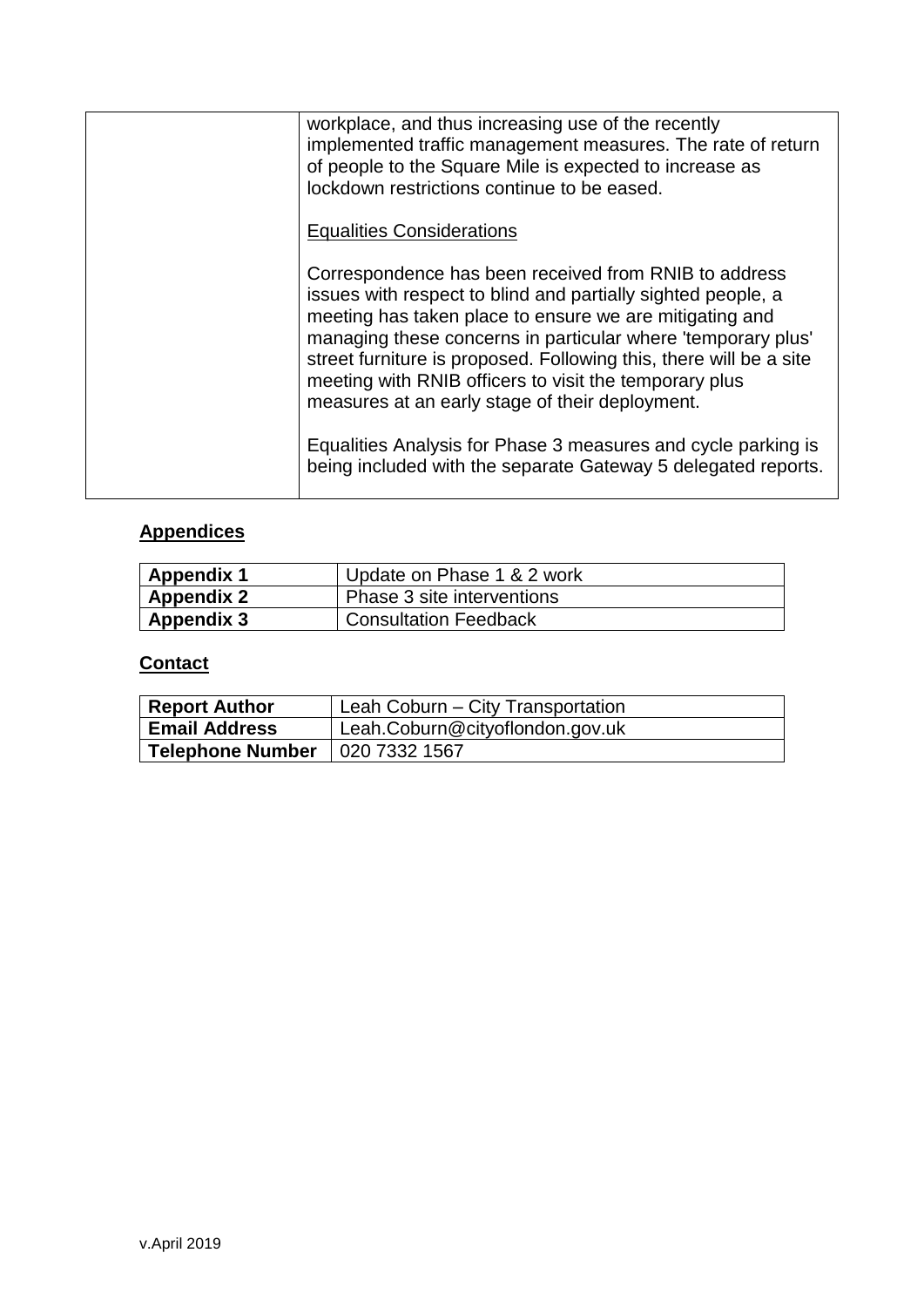| | |
|---|---|
| | workplace, and thus increasing use of the recently implemented traffic management measures. The rate of return of people to the Square Mile is expected to increase as lockdown restrictions continue to be eased.<br><br><u>Equalities Considerations</u><br><br>Correspondence has been received from RNIB to address issues with respect to blind and partially sighted people, a meeting has taken place to ensure we are mitigating and managing these concerns in particular where 'temporary plus' street furniture is proposed. Following this, there will be a site meeting with RNIB officers to visit the temporary plus measures at an early stage of their deployment.<br><br>Equalities Analysis for Phase 3 measures and cycle parking is being included with the separate Gateway 5 delegated reports. |

## Appendices

| | |
|---|---|
| **Appendix 1** | Update on Phase 1 & 2 work |
| **Appendix 2** | Phase 3 site interventions |
| **Appendix 3** | Consultation Feedback |

## Contact

| | |
|---|---|
| **Report Author** | Leah Coburn – City Transportation |
| **Email Address** | Leah.Coburn@cityoflondon.gov.uk |
| **Telephone Number** | 020 7332 1567 |

v.April 2019